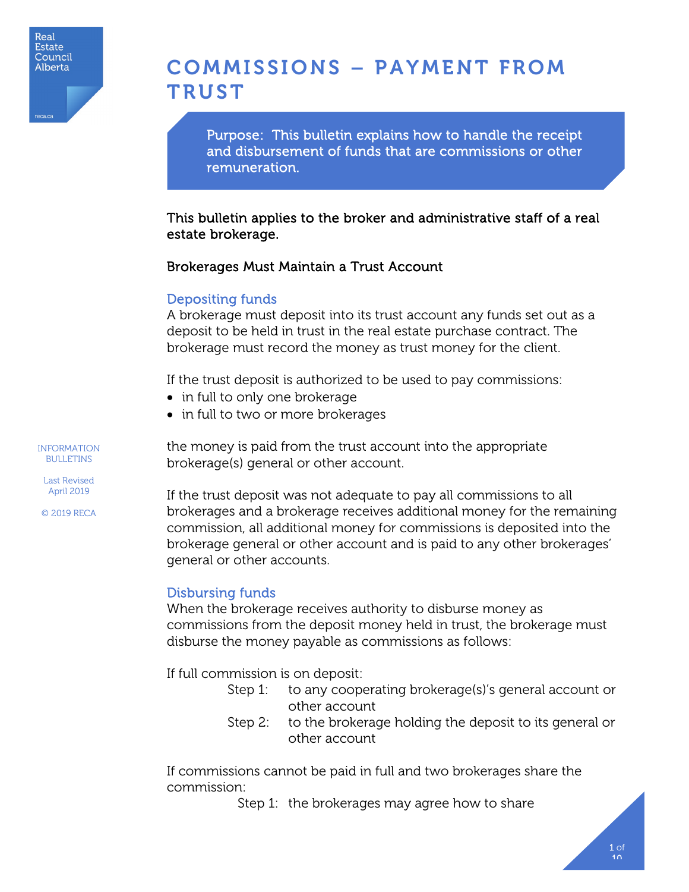# COMMISSIONS – PAYMENT FROM TRUST

Purpose: This bulletin explains how to handle the receipt and disbursement of funds that are commissions or other remuneration.

This bulletin applies to the broker and administrative staff of a real estate brokerage.

## Brokerages Must Maintain a Trust Account

### Depositing funds

A brokerage must deposit into its trust account any funds set out as a deposit to be held in trust in the real estate purchase contract. The brokerage must record the money as trust money for the client.

If the trust deposit is authorized to be used to pay commissions:

- in full to only one brokerage
- in full to two or more brokerages

the money is paid from the trust account into the appropriate brokerage(s) general or other account.

If the trust deposit was not adequate to pay all commissions to all brokerages and a brokerage receives additional money for the remaining commission, all additional money for commissions is deposited into the brokerage general or other account and is paid to any other brokerages' general or other accounts.

### Disbursing funds

When the brokerage receives authority to disburse money as commissions from the deposit money held in trust, the brokerage must disburse the money payable as commissions as follows:

If full commission is on deposit:

Step 1: to any cooperating brokerage(s)'s general account or other account

Step 2: to the brokerage holding the deposit to its general or other account

If commissions cannot be paid in full and two brokerages share the commission:

Step 1: the brokerages may agree how to share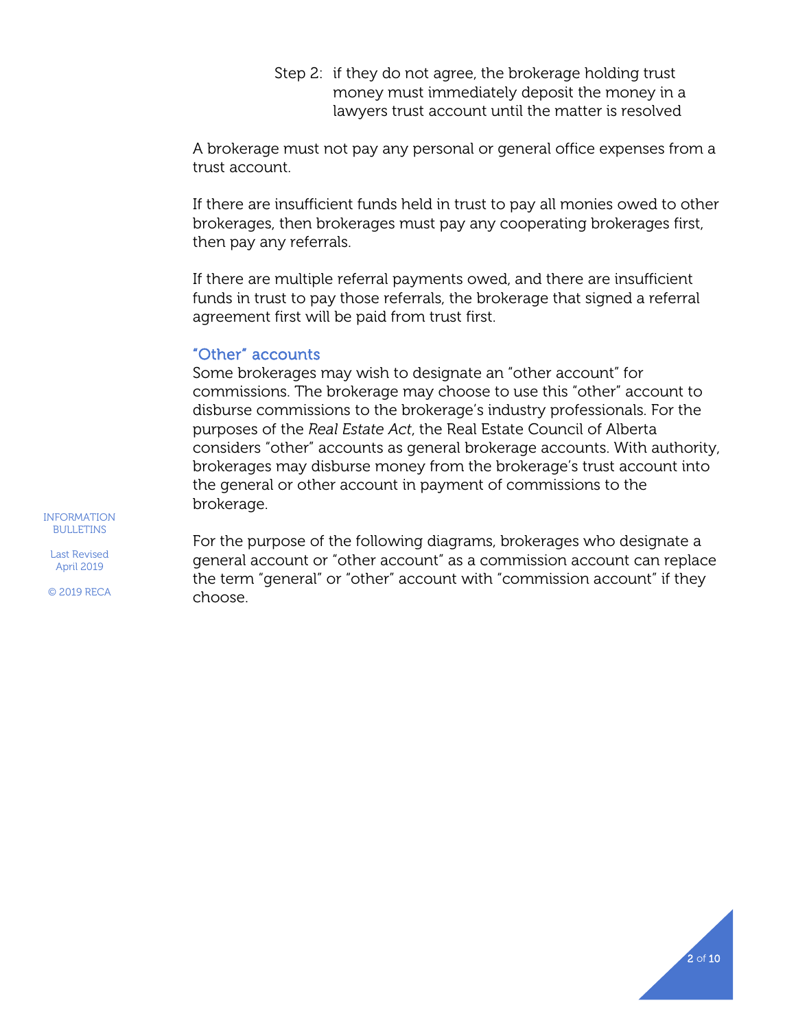Step 2: if they do not agree, the brokerage holding trust money must immediately deposit the money in a lawyers trust account until the matter is resolved

A brokerage must not pay any personal or general office expenses from a trust account.

If there are insufficient funds held in trust to pay all monies owed to other brokerages, then brokerages must pay any cooperating brokerages first, then pay any referrals.

If there are multiple referral payments owed, and there are insufficient funds in trust to pay those referrals, the brokerage that signed a referral agreement first will be paid from trust first.

## "Other" accounts

Some brokerages may wish to designate an "other account" for commissions. The brokerage may choose to use this "other" account to disburse commissions to the brokerage's industry professionals. For the purposes of the *Real Estate Act*, the Real Estate Council of Alberta considers "other" accounts as general brokerage accounts. With authority, brokerages may disburse money from the brokerage's trust account into the general or other account in payment of commissions to the brokerage.

For the purpose of the following diagrams, brokerages who designate a general account or "other account" as a commission account can replace the term "general" or "other" account with "commission account" if they choose.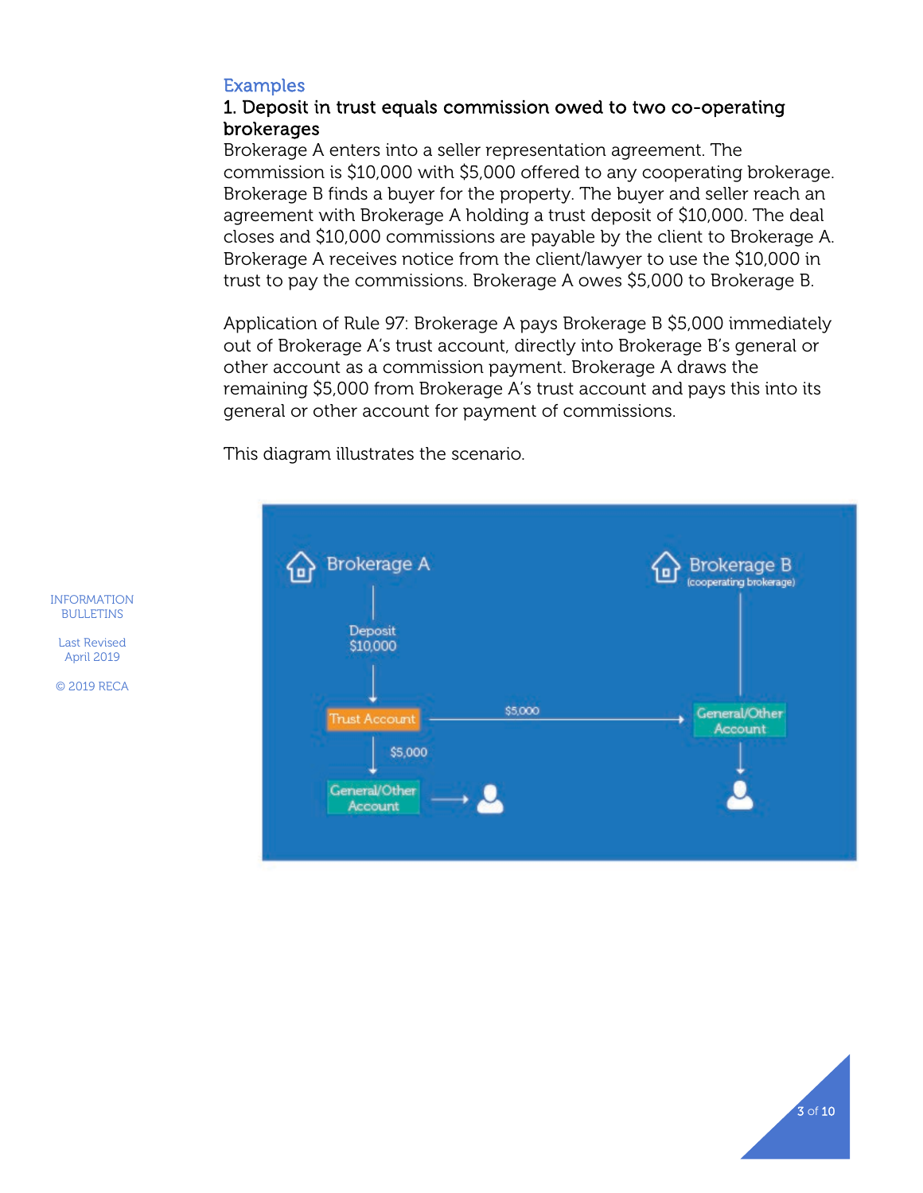## Examples

### 1. Deposit in trust equals commission owed to two co-operating brokerages

Brokerage A enters into a seller representation agreement. The commission is $10,000 with $5,000 offered to any cooperating brokerage. Brokerage B finds a buyer for the property. The buyer and seller reach an agreement with Brokerage A holding a trust deposit of $10,000. The deal closes and $10,000 commissions are payable by the client to Brokerage A. Brokerage A receives notice from the client/lawyer to use the $10,000 in trust to pay the commissions. Brokerage A owes $5,000 to Brokerage B.

Application of Rule 97: Brokerage A pays Brokerage B $5,000 immediately out of Brokerage A's trust account, directly into Brokerage B's general or other account as a commission payment. Brokerage A draws the remaining $5,000 from Brokerage A's trust account and pays this into its general or other account for payment of commissions.

This diagram illustrates the scenario.

Brokerage A

Deposit $10,000

Trust Account

$5,000

General/Other Account

Brokerage B (cooperating brokerage)

$5,000

General/Other Account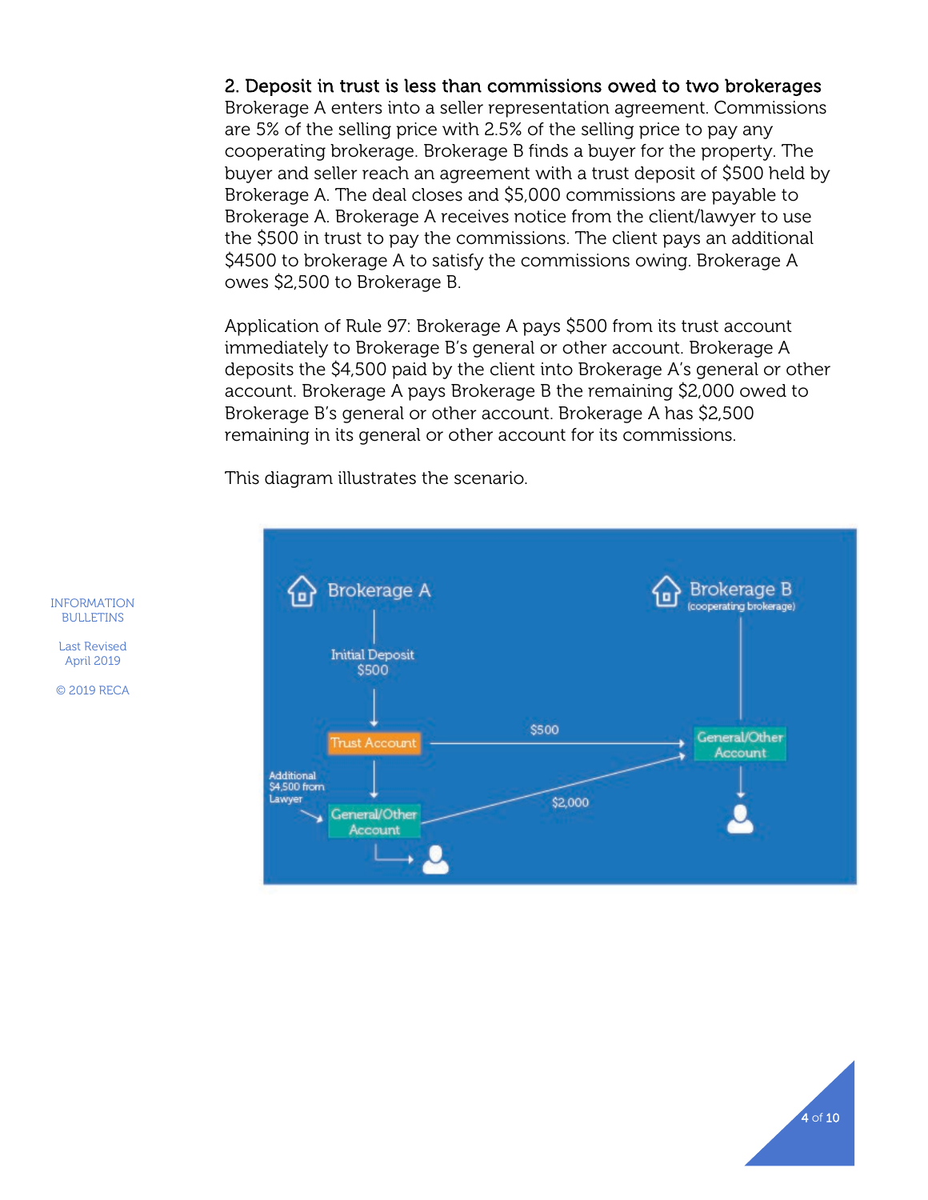### 2. Deposit in trust is less than commissions owed to two brokerages

Brokerage A enters into a seller representation agreement. Commissions are 5% of the selling price with 2.5% of the selling price to pay any cooperating brokerage. Brokerage B finds a buyer for the property. The buyer and seller reach an agreement with a trust deposit of $500 held by Brokerage A. The deal closes and $5,000 commissions are payable to Brokerage A. Brokerage A receives notice from the client/lawyer to use the $500 in trust to pay the commissions. The client pays an additional $4500 to brokerage A to satisfy the commissions owing. Brokerage A owes $2,500 to Brokerage B.

Application of Rule 97: Brokerage A pays $500 from its trust account immediately to Brokerage B's general or other account. Brokerage A deposits the $4,500 paid by the client into Brokerage A's general or other account. Brokerage A pays Brokerage B the remaining $2,000 owed to Brokerage B's general or other account. Brokerage A has $2,500 remaining in its general or other account for its commissions.

This diagram illustrates the scenario.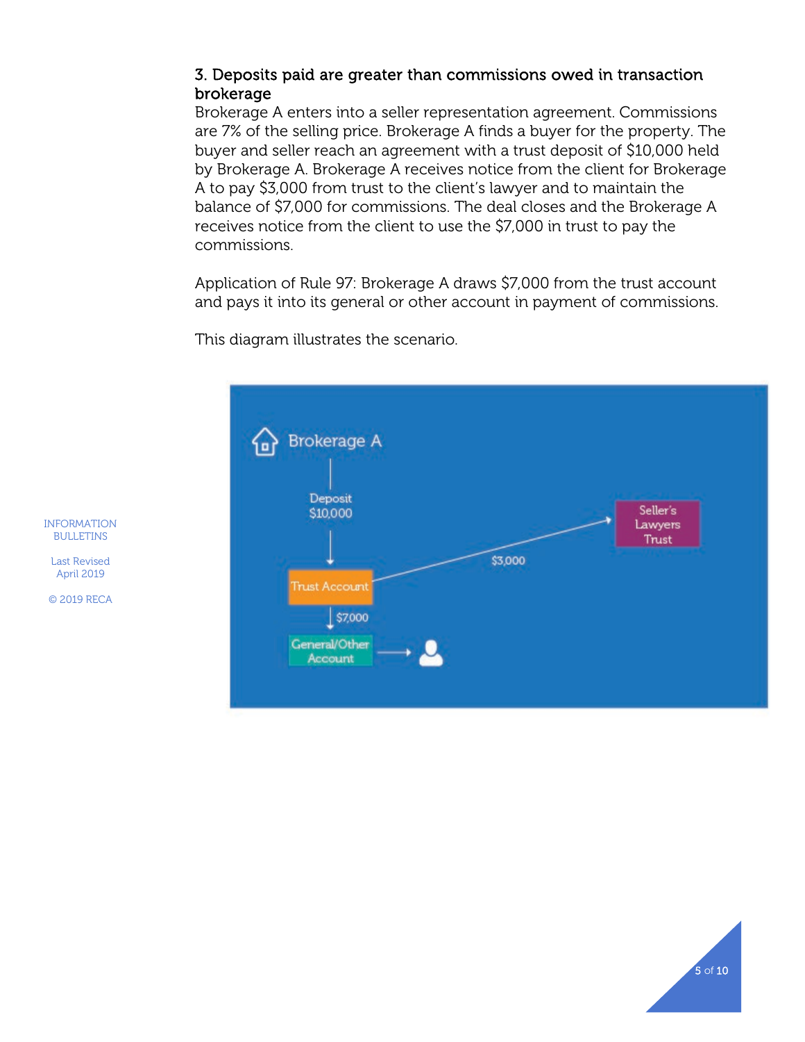### 3. Deposits paid are greater than commissions owed in transaction brokerage

Brokerage A enters into a seller representation agreement. Commissions are 7% of the selling price. Brokerage A finds a buyer for the property. The buyer and seller reach an agreement with a trust deposit of $10,000 held by Brokerage A. Brokerage A receives notice from the client for Brokerage A to pay $3,000 from trust to the client's lawyer and to maintain the balance of $7,000 for commissions. The deal closes and the Brokerage A receives notice from the client to use the $7,000 in trust to pay the commissions.

Application of Rule 97: Brokerage A draws $7,000 from the trust account and pays it into its general or other account in payment of commissions.

This diagram illustrates the scenario.

Brokerage A

Deposit $10,000

Trust Account

$3,000

Seller's Lawyers Trust

$7,000

General/Other Account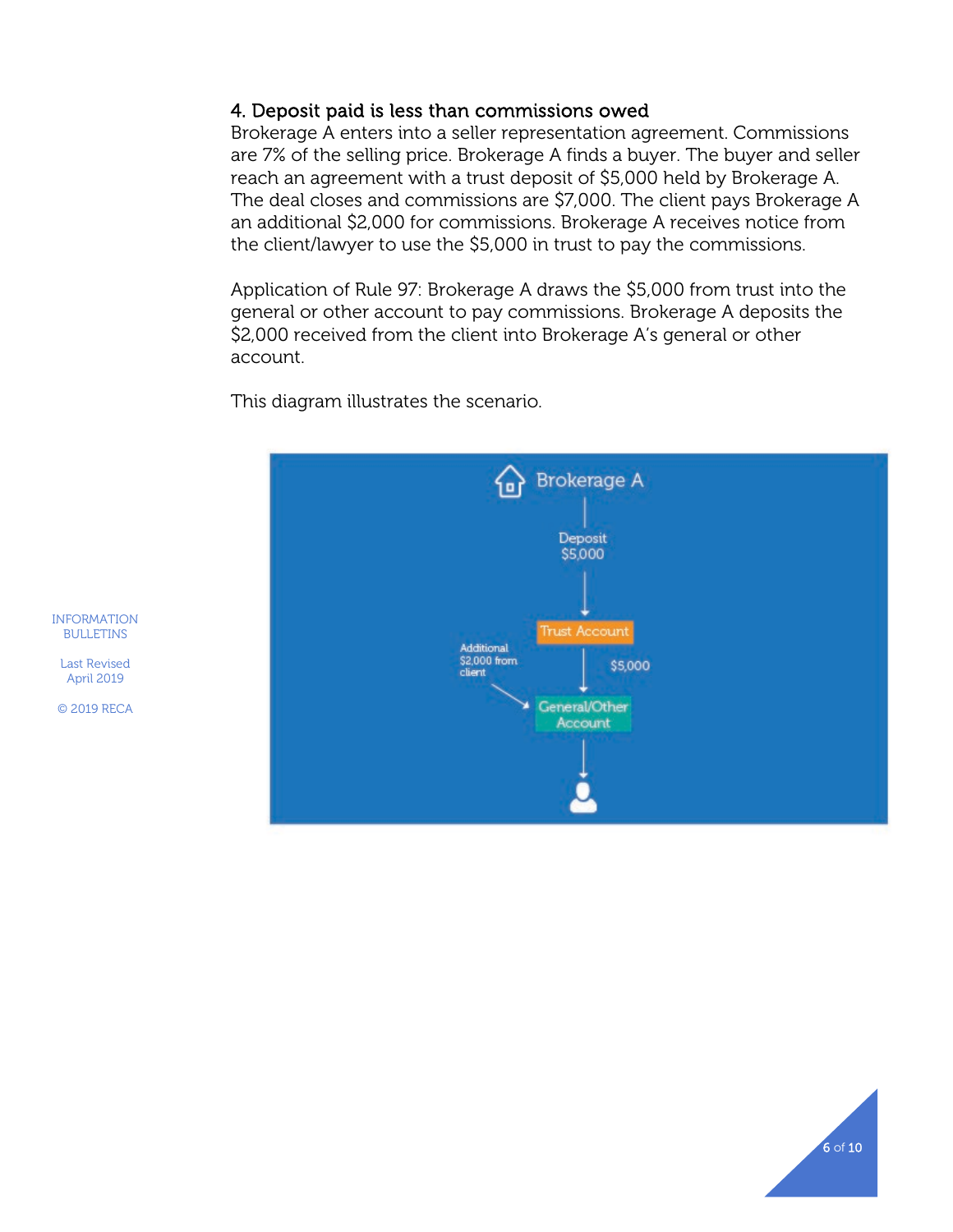## 4. Deposit paid is less than commissions owed

Brokerage A enters into a seller representation agreement. Commissions are 7% of the selling price. Brokerage A finds a buyer. The buyer and seller reach an agreement with a trust deposit of $5,000 held by Brokerage A. The deal closes and commissions are $7,000. The client pays Brokerage A an additional $2,000 for commissions. Brokerage A receives notice from the client/lawyer to use the $5,000 in trust to pay the commissions.

Application of Rule 97: Brokerage A draws the $5,000 from trust into the general or other account to pay commissions. Brokerage A deposits the $2,000 received from the client into Brokerage A's general or other account.

This diagram illustrates the scenario.

Brokerage A

Deposit $5,000

Trust Account

$5,000

Additional $2,000 from client

General/Other Account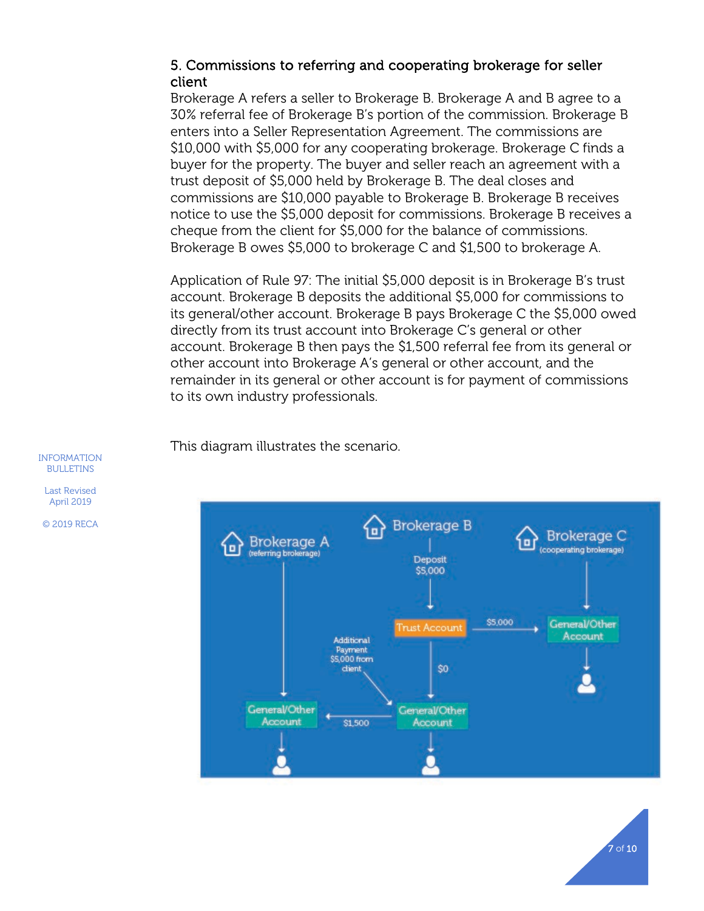## 5. Commissions to referring and cooperating brokerage for seller client

Brokerage A refers a seller to Brokerage B. Brokerage A and B agree to a 30% referral fee of Brokerage B's portion of the commission. Brokerage B enters into a Seller Representation Agreement. The commissions are $10,000 with $5,000 for any cooperating brokerage. Brokerage C finds a buyer for the property. The buyer and seller reach an agreement with a trust deposit of $5,000 held by Brokerage B. The deal closes and commissions are $10,000 payable to Brokerage B. Brokerage B receives notice to use the $5,000 deposit for commissions. Brokerage B receives a cheque from the client for $5,000 for the balance of commissions. Brokerage B owes $5,000 to brokerage C and $1,500 to brokerage A.

Application of Rule 97: The initial $5,000 deposit is in Brokerage B's trust account. Brokerage B deposits the additional $5,000 for commissions to its general/other account. Brokerage B pays Brokerage C the $5,000 owed directly from its trust account into Brokerage C's general or other account. Brokerage B then pays the $1,500 referral fee from its general or other account into Brokerage A's general or other account, and the remainder in its general or other account is for payment of commissions to its own industry professionals.

This diagram illustrates the scenario.

Brokerage A (referring brokerage) | Brokerage B | Brokerage C (cooperating brokerage)

Deposit $5,000 → Trust Account → $5,000 → General/Other Account (Brokerage C)

Trust Account → $0 → General/Other Account (Brokerage B)

Additional Payment $5,000 from client → General/Other Account (Brokerage B)

General/Other Account (Brokerage B) → $1,500 → General/Other Account (Brokerage A)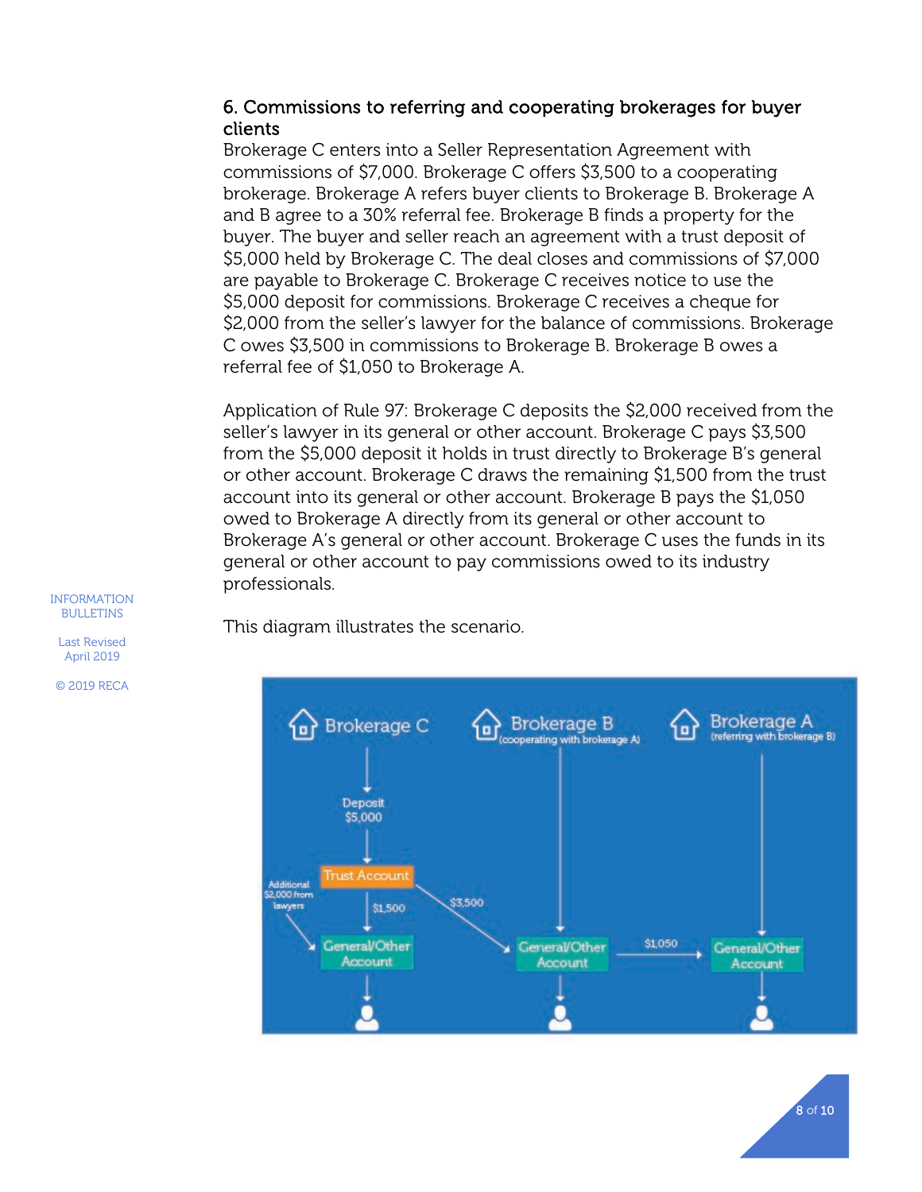### 6. Commissions to referring and cooperating brokerages for buyer clients

Brokerage C enters into a Seller Representation Agreement with commissions of $7,000. Brokerage C offers $3,500 to a cooperating brokerage. Brokerage A refers buyer clients to Brokerage B. Brokerage A and B agree to a 30% referral fee. Brokerage B finds a property for the buyer. The buyer and seller reach an agreement with a trust deposit of $5,000 held by Brokerage C. The deal closes and commissions of $7,000 are payable to Brokerage C. Brokerage C receives notice to use the $5,000 deposit for commissions. Brokerage C receives a cheque for $2,000 from the seller's lawyer for the balance of commissions. Brokerage C owes $3,500 in commissions to Brokerage B. Brokerage B owes a referral fee of $1,050 to Brokerage A.

Application of Rule 97: Brokerage C deposits the $2,000 received from the seller's lawyer in its general or other account. Brokerage C pays $3,500 from the $5,000 deposit it holds in trust directly to Brokerage B's general or other account. Brokerage C draws the remaining $1,500 from the trust account into its general or other account. Brokerage B pays the $1,050 owed to Brokerage A directly from its general or other account to Brokerage A's general or other account. Brokerage C uses the funds in its general or other account to pay commissions owed to its industry professionals.

This diagram illustrates the scenario.

Brokerage C — Deposit $5,000 → Trust Account → $1,500 → General/Other Account; Additional $2,000 from lawyers → General/Other Account

Brokerage B (cooperating with brokerage A) — $3,500 from Trust Account → General/Other Account → $1,050 → Brokerage A

Brokerage A (referring with brokerage B) — General/Other Account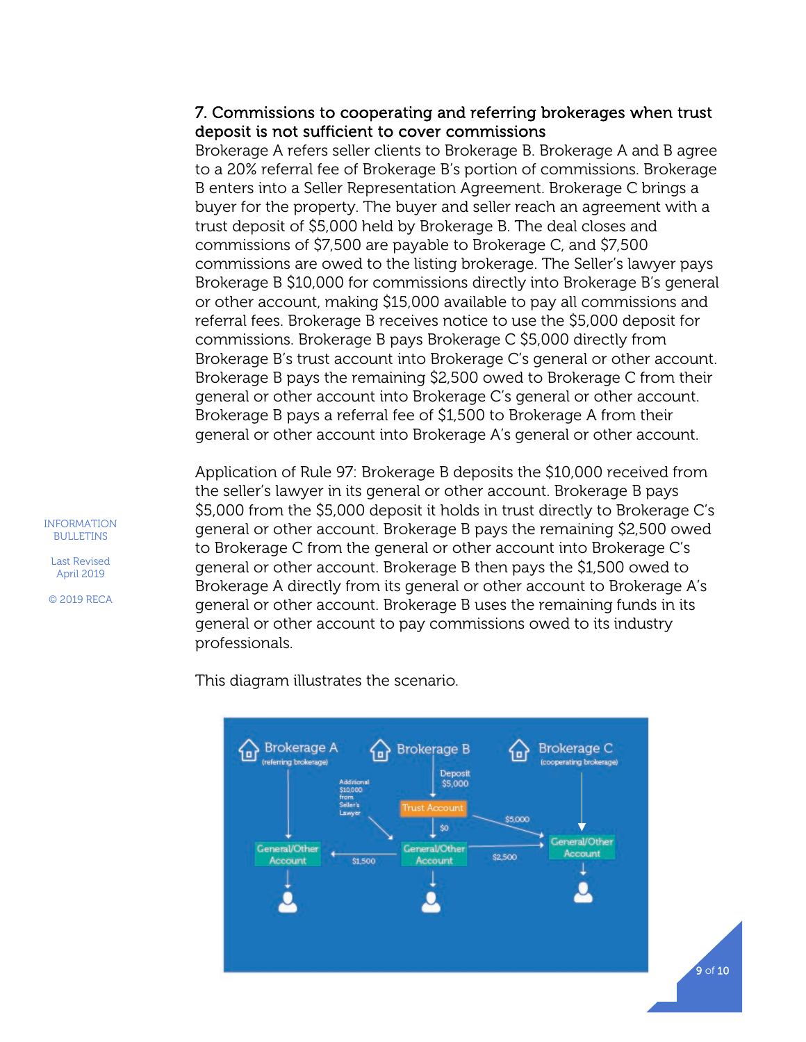### 7. Commissions to cooperating and referring brokerages when trust deposit is not sufficient to cover commissions

Brokerage A refers seller clients to Brokerage B. Brokerage A and B agree to a 20% referral fee of Brokerage B's portion of commissions. Brokerage B enters into a Seller Representation Agreement. Brokerage C brings a buyer for the property. The buyer and seller reach an agreement with a trust deposit of $5,000 held by Brokerage B. The deal closes and commissions of $7,500 are payable to Brokerage C, and $7,500 commissions are owed to the listing brokerage. The Seller's lawyer pays Brokerage B $10,000 for commissions directly into Brokerage B's general or other account, making $15,000 available to pay all commissions and referral fees. Brokerage B receives notice to use the $5,000 deposit for commissions. Brokerage B pays Brokerage C $5,000 directly from Brokerage B's trust account into Brokerage C's general or other account. Brokerage B pays the remaining $2,500 owed to Brokerage C from their general or other account into Brokerage C's general or other account. Brokerage B pays a referral fee of $1,500 to Brokerage A from their general or other account into Brokerage A's general or other account.

Application of Rule 97: Brokerage B deposits the $10,000 received from the seller's lawyer in its general or other account. Brokerage B pays $5,000 from the $5,000 deposit it holds in trust directly to Brokerage C's general or other account. Brokerage B pays the remaining $2,500 owed to Brokerage C from the general or other account into Brokerage C's general or other account. Brokerage B then pays the $1,500 owed to Brokerage A directly from its general or other account to Brokerage A's general or other account. Brokerage B uses the remaining funds in its general or other account to pay commissions owed to its industry professionals.

This diagram illustrates the scenario.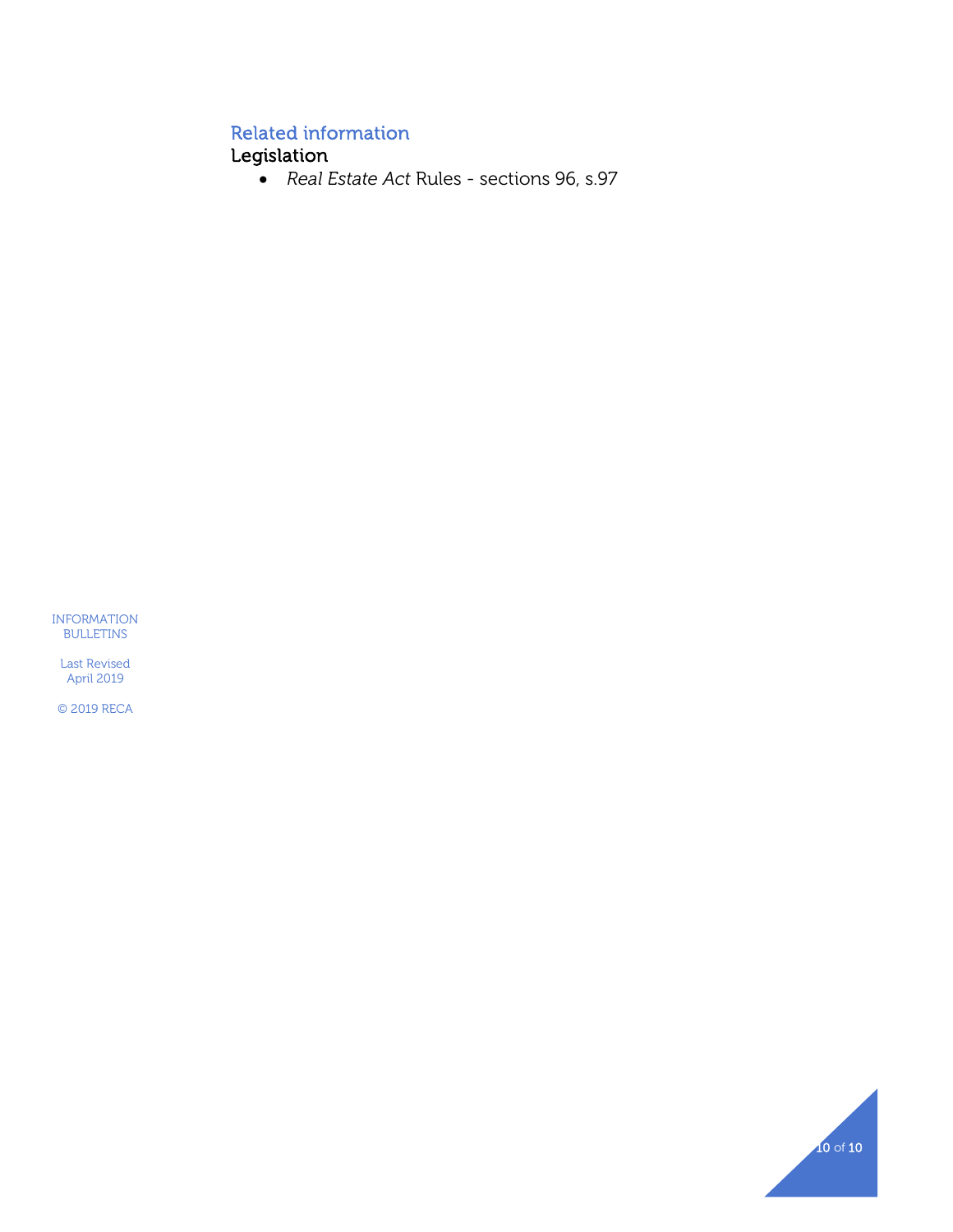## Related information

### Legislation

- *Real Estate Act* Rules - sections 96, s.97